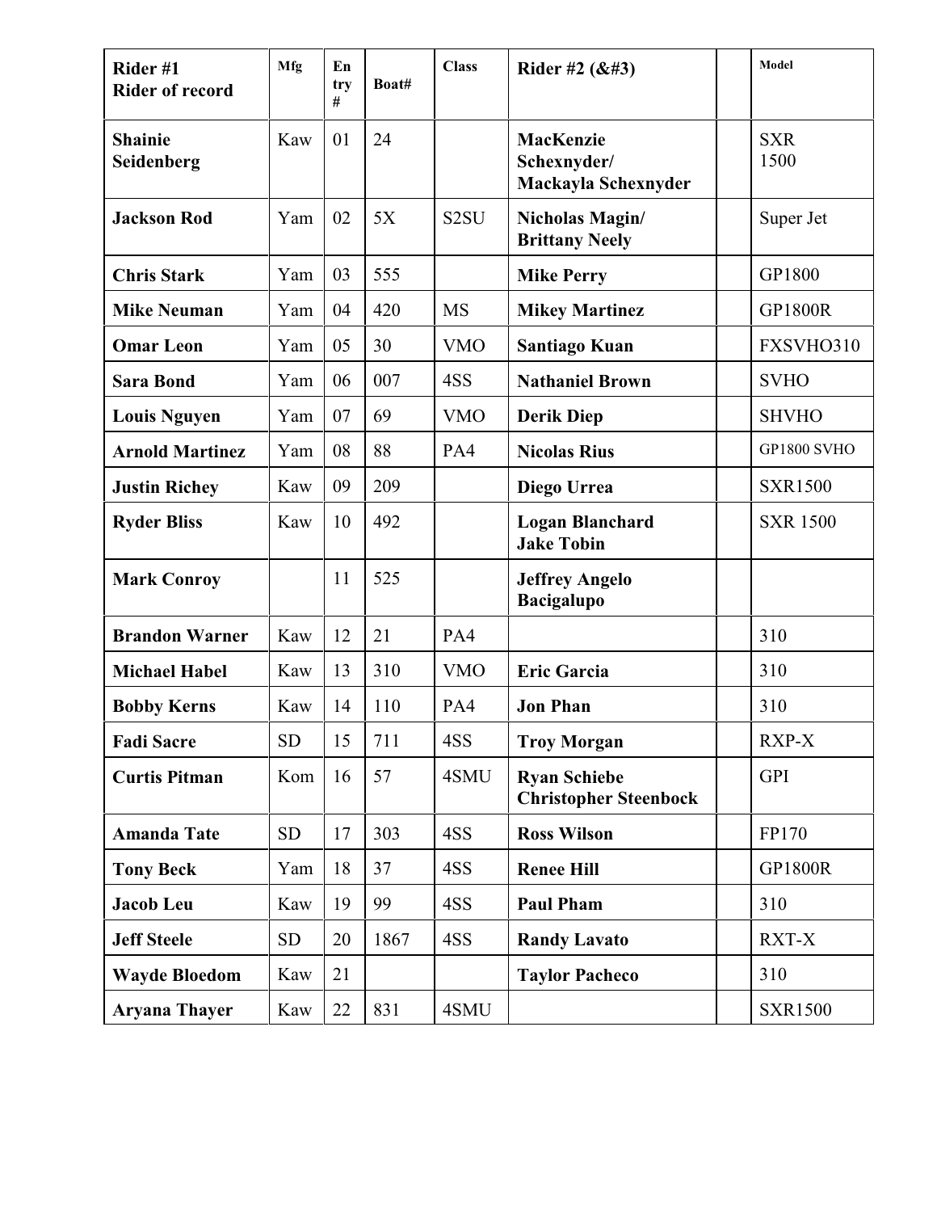| Rider #1 Rider of record | Mfg | Entry # | Boat# | Class | Rider #2 (&#3) | | Model |
|---|---|---|---|---|---|---|---|
| **Shainie Seidenberg** | Kaw | 01 | 24 | | **MacKenzie Schexnyder/ Mackayla Schexnyder** | | SXR 1500 |
| **Jackson Rod** | Yam | 02 | 5X | S2SU | **Nicholas Magin/ Brittany Neely** | | Super Jet |
| **Chris Stark** | Yam | 03 | 555 | | **Mike Perry** | | GP1800 |
| **Mike Neuman** | Yam | 04 | 420 | MS | **Mikey Martinez** | | GP1800R |
| **Omar Leon** | Yam | 05 | 30 | VMO | **Santiago Kuan** | | FXSVHO310 |
| **Sara Bond** | Yam | 06 | 007 | 4SS | **Nathaniel Brown** | | SVHO |
| **Louis Nguyen** | Yam | 07 | 69 | VMO | **Derik Diep** | | SHVHO |
| **Arnold Martinez** | Yam | 08 | 88 | PA4 | **Nicolas Rius** | | GP1800 SVHO |
| **Justin Richey** | Kaw | 09 | 209 | | **Diego Urrea** | | SXR1500 |
| **Ryder Bliss** | Kaw | 10 | 492 | | **Logan Blanchard Jake Tobin** | | SXR 1500 |
| **Mark Conroy** | | 11 | 525 | | **Jeffrey Angelo Bacigalupo** | | |
| **Brandon Warner** | Kaw | 12 | 21 | PA4 | | | 310 |
| **Michael Habel** | Kaw | 13 | 310 | VMO | **Eric Garcia** | | 310 |
| **Bobby Kerns** | Kaw | 14 | 110 | PA4 | **Jon Phan** | | 310 |
| **Fadi Sacre** | SD | 15 | 711 | 4SS | **Troy Morgan** | | RXP-X |
| **Curtis Pitman** | Kom | 16 | 57 | 4SMU | **Ryan Schiebe Christopher Steenbock** | | GPI |
| **Amanda Tate** | SD | 17 | 303 | 4SS | **Ross Wilson** | | FP170 |
| **Tony Beck** | Yam | 18 | 37 | 4SS | **Renee Hill** | | GP1800R |
| **Jacob Leu** | Kaw | 19 | 99 | 4SS | **Paul Pham** | | 310 |
| **Jeff Steele** | SD | 20 | 1867 | 4SS | **Randy Lavato** | | RXT-X |
| **Wayde Bloedom** | Kaw | 21 | | | **Taylor Pacheco** | | 310 |
| **Aryana Thayer** | Kaw | 22 | 831 | 4SMU | | | SXR1500 |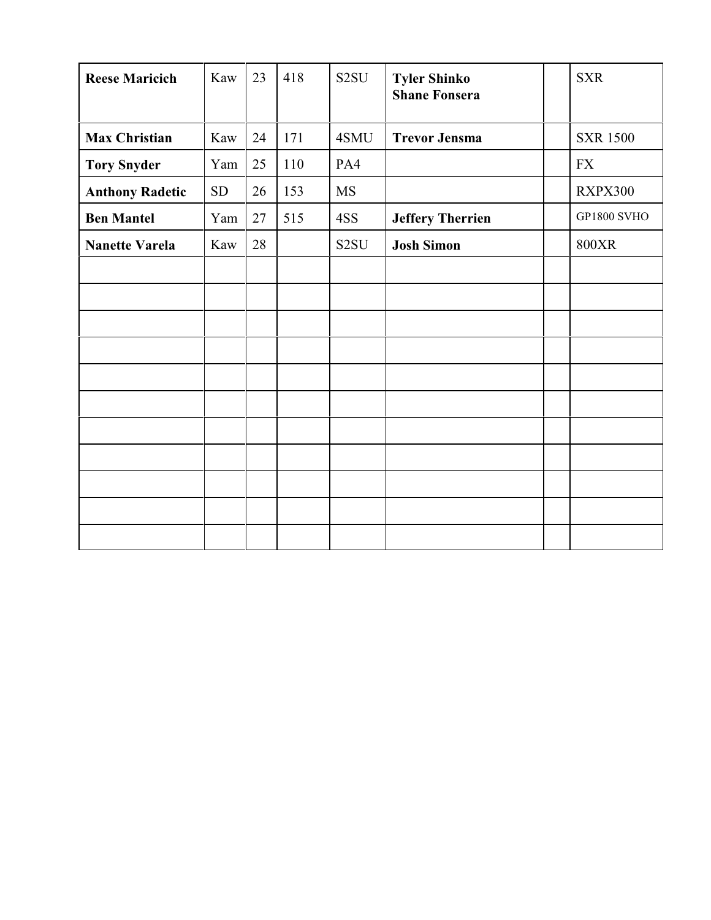| | | | | | | | |
|---|---|---|---|---|---|---|---|
| **Reese Maricich** | Kaw | 23 | 418 | S2SU | **Tyler Shinko**<br>**Shane Fonsera** | | SXR |
| **Max Christian** | Kaw | 24 | 171 | 4SMU | **Trevor Jensma** | | SXR 1500 |
| **Tory Snyder** | Yam | 25 | 110 | PA4 | | | FX |
| **Anthony Radetic** | SD | 26 | 153 | MS | | | RXPX300 |
| **Ben Mantel** | Yam | 27 | 515 | 4SS | **Jeffery Therrien** | | GP1800 SVHO |
| **Nanette Varela** | Kaw | 28 | | S2SU | **Josh Simon** | | 800XR |
| | | | | | | | |
| | | | | | | | |
| | | | | | | | |
| | | | | | | | |
| | | | | | | | |
| | | | | | | | |
| | | | | | | | |
| | | | | | | | |
| | | | | | | | |
| | | | | | | | |
| | | | | | | | |